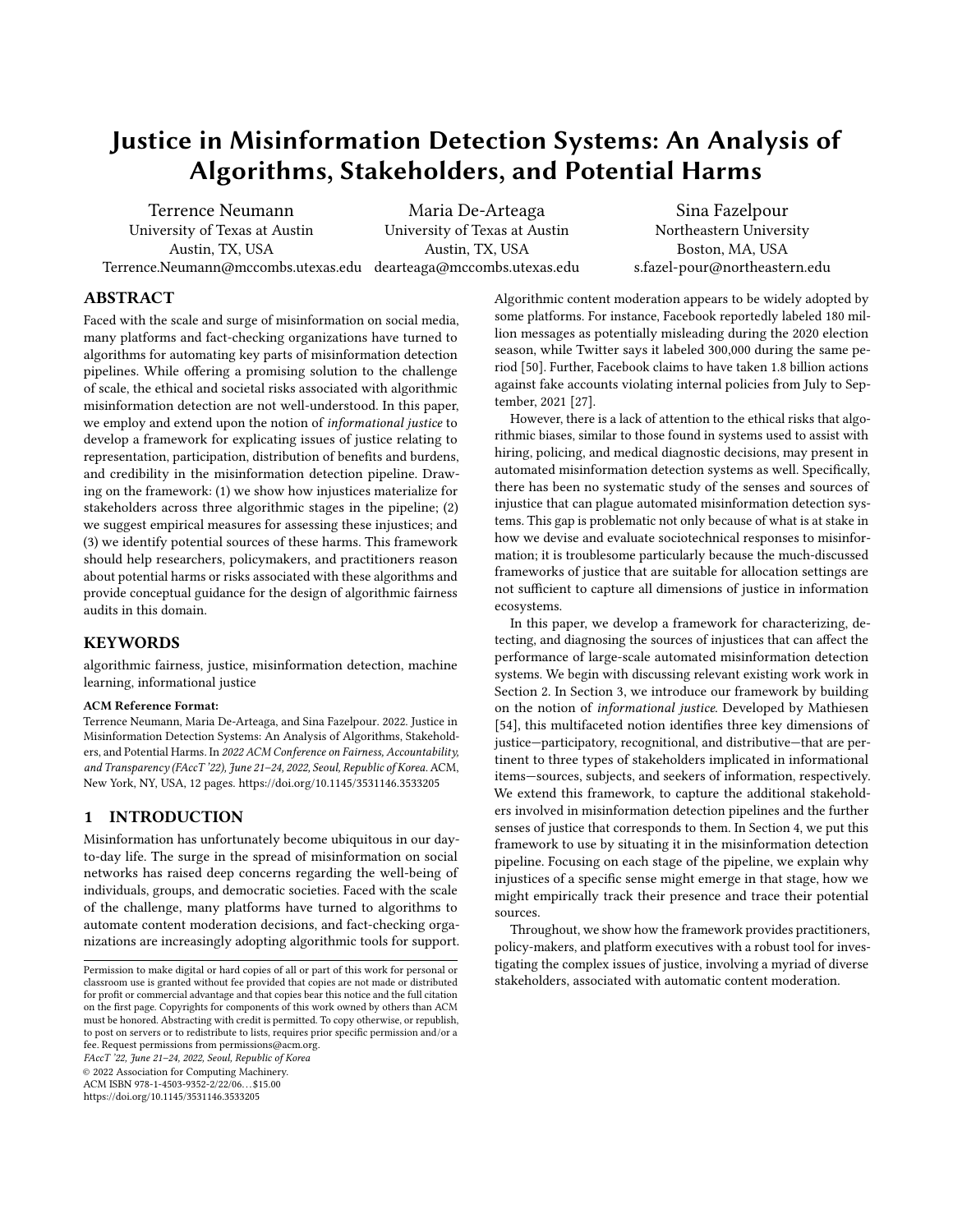# Justice in Misinformation Detection Systems: An Analysis of Algorithms, Stakeholders, and Potential Harms

Terrence Neumann
University of Texas at Austin
Austin, TX, USA
Terrence.Neumann@mccombs.utexas.edu

Maria De-Arteaga
University of Texas at Austin
Austin, TX, USA
dearteaga@mccombs.utexas.edu

Sina Fazelpour
Northeastern University
Boston, MA, USA
s.fazel-pour@northeastern.edu

## ABSTRACT

Faced with the scale and surge of misinformation on social media, many platforms and fact-checking organizations have turned to algorithms for automating key parts of misinformation detection pipelines. While offering a promising solution to the challenge of scale, the ethical and societal risks associated with algorithmic misinformation detection are not well-understood. In this paper, we employ and extend upon the notion of *informational justice* to develop a framework for explicating issues of justice relating to representation, participation, distribution of benefits and burdens, and credibility in the misinformation detection pipeline. Drawing on the framework: (1) we show how injustices materialize for stakeholders across three algorithmic stages in the pipeline; (2) we suggest empirical measures for assessing these injustices; and (3) we identify potential sources of these harms. This framework should help researchers, policymakers, and practitioners reason about potential harms or risks associated with these algorithms and provide conceptual guidance for the design of algorithmic fairness audits in this domain.

## KEYWORDS

algorithmic fairness, justice, misinformation detection, machine learning, informational justice

**ACM Reference Format:**
Terrence Neumann, Maria De-Arteaga, and Sina Fazelpour. 2022. Justice in Misinformation Detection Systems: An Analysis of Algorithms, Stakeholders, and Potential Harms. In *2022 ACM Conference on Fairness, Accountability, and Transparency (FAccT '22), June 21–24, 2022, Seoul, Republic of Korea.* ACM, New York, NY, USA, 12 pages. https://doi.org/10.1145/3531146.3533205

## 1 INTRODUCTION

Misinformation has unfortunately become ubiquitous in our day-to-day life. The surge in the spread of misinformation on social networks has raised deep concerns regarding the well-being of individuals, groups, and democratic societies. Faced with the scale of the challenge, many platforms have turned to algorithms to automate content moderation decisions, and fact-checking organizations are increasingly adopting algorithmic tools for support.

Algorithmic content moderation appears to be widely adopted by some platforms. For instance, Facebook reportedly labeled 180 million messages as potentially misleading during the 2020 election season, while Twitter says it labeled 300,000 during the same period [50]. Further, Facebook claims to have taken 1.8 billion actions against fake accounts violating internal policies from July to September, 2021 [27].

However, there is a lack of attention to the ethical risks that algorithmic biases, similar to those found in systems used to assist with hiring, policing, and medical diagnostic decisions, may present in automated misinformation detection systems as well. Specifically, there has been no systematic study of the senses and sources of injustice that can plague automated misinformation detection systems. This gap is problematic not only because of what is at stake in how we devise and evaluate sociotechnical responses to misinformation; it is troublesome particularly because the much-discussed frameworks of justice that are suitable for allocation settings are not sufficient to capture all dimensions of justice in information ecosystems.

In this paper, we develop a framework for characterizing, detecting, and diagnosing the sources of injustices that can affect the performance of large-scale automated misinformation detection systems. We begin with discussing relevant existing work work in Section 2. In Section 3, we introduce our framework by building on the notion of *informational justice*. Developed by Mathiesen [54], this multifaceted notion identifies three key dimensions of justice—participatory, recognitional, and distributive—that are pertinent to three types of stakeholders implicated in informational items—sources, subjects, and seekers of information, respectively. We extend this framework, to capture the additional stakeholders involved in misinformation detection pipelines and the further senses of justice that corresponds to them. In Section 4, we put this framework to use by situating it in the misinformation detection pipeline. Focusing on each stage of the pipeline, we explain why injustices of a specific sense might emerge in that stage, how we might empirically track their presence and trace their potential sources.

Throughout, we show how the framework provides practitioners, policy-makers, and platform executives with a robust tool for investigating the complex issues of justice, involving a myriad of diverse stakeholders, associated with automatic content moderation.

Permission to make digital or hard copies of all or part of this work for personal or classroom use is granted without fee provided that copies are not made or distributed for profit or commercial advantage and that copies bear this notice and the full citation on the first page. Copyrights for components of this work owned by others than ACM must be honored. Abstracting with credit is permitted. To copy otherwise, or republish, to post on servers or to redistribute to lists, requires prior specific permission and/or a fee. Request permissions from permissions@acm.org.
*FAccT '22, June 21–24, 2022, Seoul, Republic of Korea*
© 2022 Association for Computing Machinery.
ACM ISBN 978-1-4503-9352-2/22/06...$15.00
https://doi.org/10.1145/3531146.3533205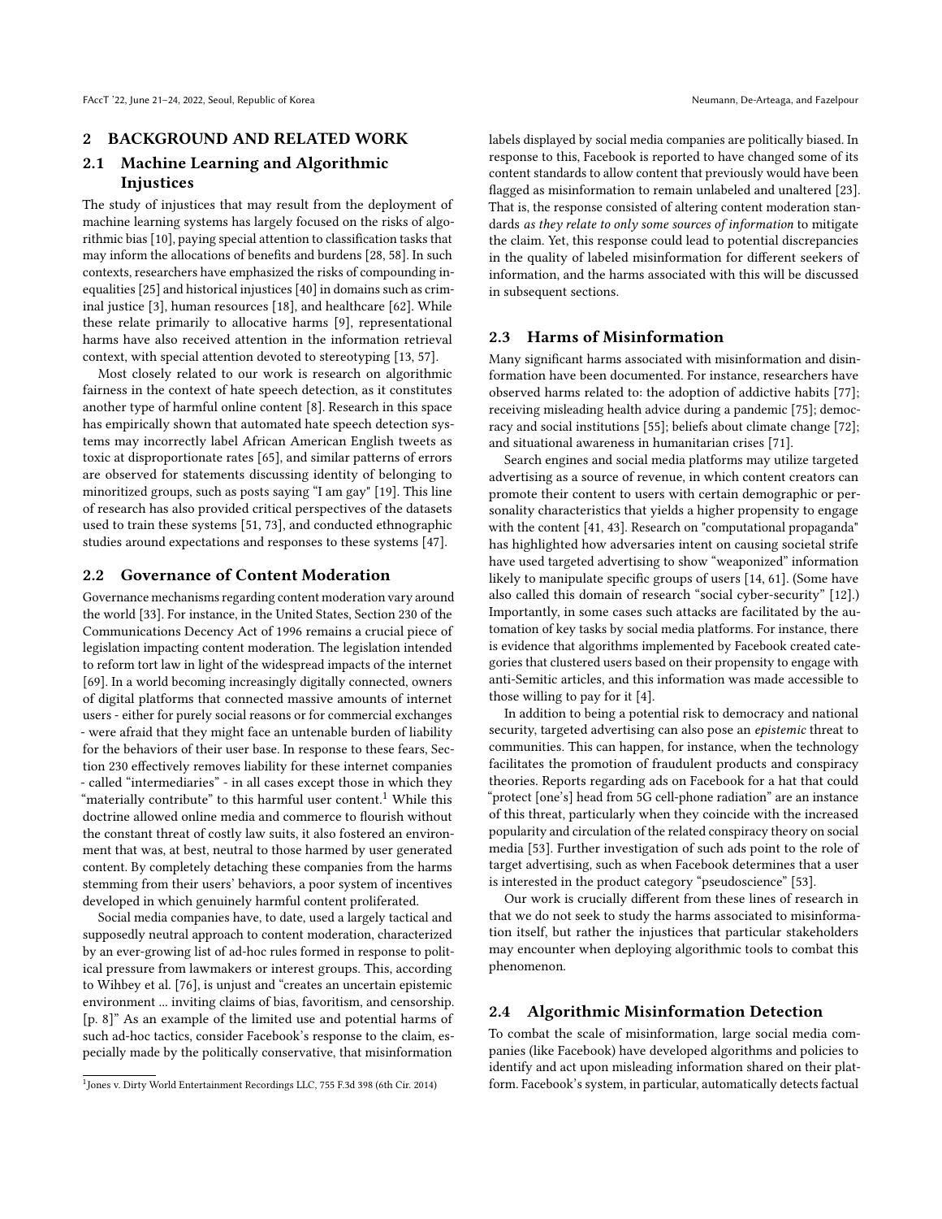## 2 BACKGROUND AND RELATED WORK

### 2.1 Machine Learning and Algorithmic Injustices

The study of injustices that may result from the deployment of machine learning systems has largely focused on the risks of algorithmic bias [10], paying special attention to classification tasks that may inform the allocations of benefits and burdens [28, 58]. In such contexts, researchers have emphasized the risks of compounding inequalities [25] and historical injustices [40] in domains such as criminal justice [3], human resources [18], and healthcare [62]. While these relate primarily to allocative harms [9], representational harms have also received attention in the information retrieval context, with special attention devoted to stereotyping [13, 57].

Most closely related to our work is research on algorithmic fairness in the context of hate speech detection, as it constitutes another type of harmful online content [8]. Research in this space has empirically shown that automated hate speech detection systems may incorrectly label African American English tweets as toxic at disproportionate rates [65], and similar patterns of errors are observed for statements discussing identity of belonging to minoritized groups, such as posts saying "I am gay" [19]. This line of research has also provided critical perspectives of the datasets used to train these systems [51, 73], and conducted ethnographic studies around expectations and responses to these systems [47].

### 2.2 Governance of Content Moderation

Governance mechanisms regarding content moderation vary around the world [33]. For instance, in the United States, Section 230 of the Communications Decency Act of 1996 remains a crucial piece of legislation impacting content moderation. The legislation intended to reform tort law in light of the widespread impacts of the internet [69]. In a world becoming increasingly digitally connected, owners of digital platforms that connected massive amounts of internet users - either for purely social reasons or for commercial exchanges - were afraid that they might face an untenable burden of liability for the behaviors of their user base. In response to these fears, Section 230 effectively removes liability for these internet companies - called "intermediaries" - in all cases except those in which they "materially contribute" to this harmful user content.[1] While this doctrine allowed online media and commerce to flourish without the constant threat of costly law suits, it also fostered an environment that was, at best, neutral to those harmed by user generated content. By completely detaching these companies from the harms stemming from their users' behaviors, a poor system of incentives developed in which genuinely harmful content proliferated.

Social media companies have, to date, used a largely tactical and supposedly neutral approach to content moderation, characterized by an ever-growing list of ad-hoc rules formed in response to political pressure from lawmakers or interest groups. This, according to Wihbey et al. [76], is unjust and "creates an uncertain epistemic environment ... inviting claims of bias, favoritism, and censorship. [p. 8]" As an example of the limited use and potential harms of such ad-hoc tactics, consider Facebook's response to the claim, especially made by the politically conservative, that misinformation labels displayed by social media companies are politically biased. In response to this, Facebook is reported to have changed some of its content standards to allow content that previously would have been flagged as misinformation to remain unlabeled and unaltered [23]. That is, the response consisted of altering content moderation standards *as they relate to only some sources of information* to mitigate the claim. Yet, this response could lead to potential discrepancies in the quality of labeled misinformation for different seekers of information, and the harms associated with this will be discussed in subsequent sections.

[1] Jones v. Dirty World Entertainment Recordings LLC, 755 F.3d 398 (6th Cir. 2014)

### 2.3 Harms of Misinformation

Many significant harms associated with misinformation and disinformation have been documented. For instance, researchers have observed harms related to: the adoption of addictive habits [77]; receiving misleading health advice during a pandemic [75]; democracy and social institutions [55]; beliefs about climate change [72]; and situational awareness in humanitarian crises [71].

Search engines and social media platforms may utilize targeted advertising as a source of revenue, in which content creators can promote their content to users with certain demographic or personality characteristics that yields a higher propensity to engage with the content [41, 43]. Research on "computational propaganda" has highlighted how adversaries intent on causing societal strife have used targeted advertising to show "weaponized" information likely to manipulate specific groups of users [14, 61]. (Some have also called this domain of research "social cyber-security" [12].) Importantly, in some cases such attacks are facilitated by the automation of key tasks by social media platforms. For instance, there is evidence that algorithms implemented by Facebook created categories that clustered users based on their propensity to engage with anti-Semitic articles, and this information was made accessible to those willing to pay for it [4].

In addition to being a potential risk to democracy and national security, targeted advertising can also pose an *epistemic* threat to communities. This can happen, for instance, when the technology facilitates the promotion of fraudulent products and conspiracy theories. Reports regarding ads on Facebook for a hat that could "protect [one's] head from 5G cell-phone radiation" are an instance of this threat, particularly when they coincide with the increased popularity and circulation of the related conspiracy theory on social media [53]. Further investigation of such ads point to the role of target advertising, such as when Facebook determines that a user is interested in the product category "pseudoscience" [53].

Our work is crucially different from these lines of research in that we do not seek to study the harms associated to misinformation itself, but rather the injustices that particular stakeholders may encounter when deploying algorithmic tools to combat this phenomenon.

### 2.4 Algorithmic Misinformation Detection

To combat the scale of misinformation, large social media companies (like Facebook) have developed algorithms and policies to identify and act upon misleading information shared on their platform. Facebook's system, in particular, automatically detects factual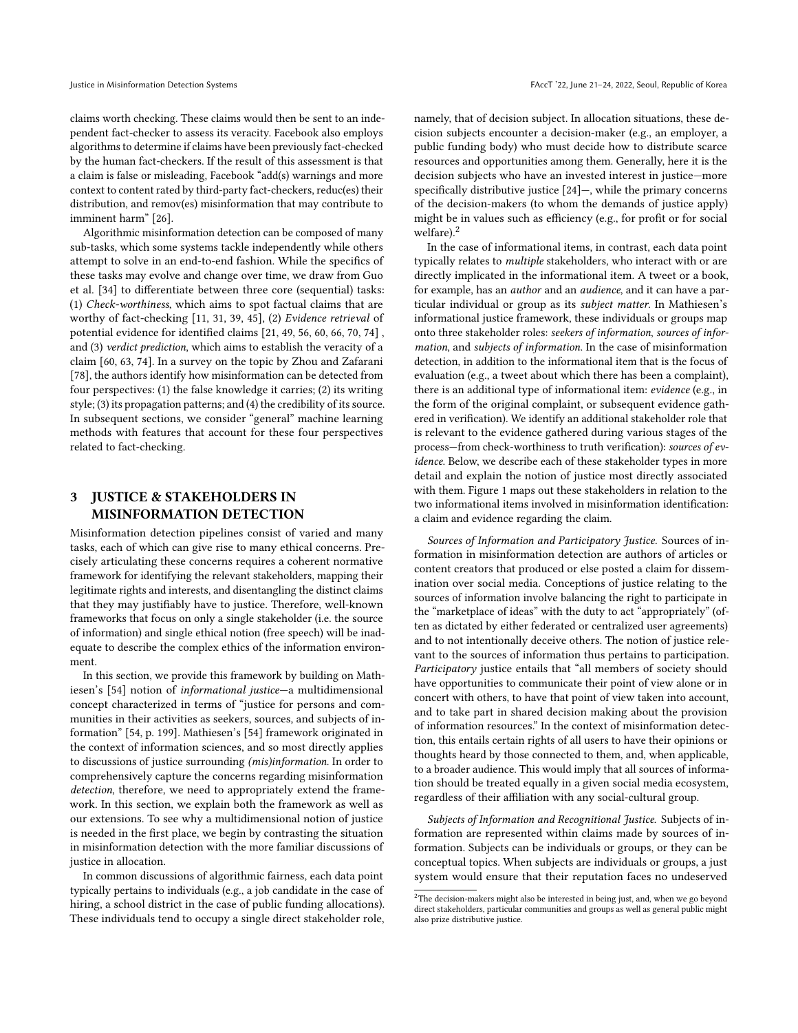claims worth checking. These claims would then be sent to an independent fact-checker to assess its veracity. Facebook also employs algorithms to determine if claims have been previously fact-checked by the human fact-checkers. If the result of this assessment is that a claim is false or misleading, Facebook "add(s) warnings and more context to content rated by third-party fact-checkers, reduc(es) their distribution, and remov(es) misinformation that may contribute to imminent harm" [26].

Algorithmic misinformation detection can be composed of many sub-tasks, which some systems tackle independently while others attempt to solve in an end-to-end fashion. While the specifics of these tasks may evolve and change over time, we draw from Guo et al. [34] to differentiate between three core (sequential) tasks: (1) *Check-worthiness*, which aims to spot factual claims that are worthy of fact-checking [11, 31, 39, 45], (2) *Evidence retrieval* of potential evidence for identified claims [21, 49, 56, 60, 66, 70, 74] , and (3) *verdict prediction*, which aims to establish the veracity of a claim [60, 63, 74]. In a survey on the topic by Zhou and Zafarani [78], the authors identify how misinformation can be detected from four perspectives: (1) the false knowledge it carries; (2) its writing style; (3) its propagation patterns; and (4) the credibility of its source. In subsequent sections, we consider "general" machine learning methods with features that account for these four perspectives related to fact-checking.

## 3 JUSTICE & STAKEHOLDERS IN MISINFORMATION DETECTION

Misinformation detection pipelines consist of varied and many tasks, each of which can give rise to many ethical concerns. Precisely articulating these concerns requires a coherent normative framework for identifying the relevant stakeholders, mapping their legitimate rights and interests, and disentangling the distinct claims that they may justifiably have to justice. Therefore, well-known frameworks that focus on only a single stakeholder (i.e. the source of information) and single ethical notion (free speech) will be inadequate to describe the complex ethics of the information environment.

In this section, we provide this framework by building on Mathiesen's [54] notion of *informational justice*—a multidimensional concept characterized in terms of "justice for persons and communities in their activities as seekers, sources, and subjects of information" [54, p. 199]. Mathiesen's [54] framework originated in the context of information sciences, and so most directly applies to discussions of justice surrounding *(mis)information*. In order to comprehensively capture the concerns regarding misinformation *detection*, therefore, we need to appropriately extend the framework. In this section, we explain both the framework as well as our extensions. To see why a multidimensional notion of justice is needed in the first place, we begin by contrasting the situation in misinformation detection with the more familiar discussions of justice in allocation.

In common discussions of algorithmic fairness, each data point typically pertains to individuals (e.g., a job candidate in the case of hiring, a school district in the case of public funding allocations). These individuals tend to occupy a single direct stakeholder role, namely, that of decision subject. In allocation situations, these decision subjects encounter a decision-maker (e.g., an employer, a public funding body) who must decide how to distribute scarce resources and opportunities among them. Generally, here it is the decision subjects who have an invested interest in justice—more specifically distributive justice [24]—, while the primary concerns of the decision-makers (to whom the demands of justice apply) might be in values such as efficiency (e.g., for profit or for social welfare).[2]

In the case of informational items, in contrast, each data point typically relates to *multiple* stakeholders, who interact with or are directly implicated in the informational item. A tweet or a book, for example, has an *author* and an *audience*, and it can have a particular individual or group as its *subject matter*. In Mathiesen's informational justice framework, these individuals or groups map onto three stakeholder roles: *seekers of information*, *sources of information*, and *subjects of information*. In the case of misinformation detection, in addition to the informational item that is the focus of evaluation (e.g., a tweet about which there has been a complaint), there is an additional type of informational item: *evidence* (e.g., in the form of the original complaint, or subsequent evidence gathered in verification). We identify an additional stakeholder role that is relevant to the evidence gathered during various stages of the process—from check-worthiness to truth verification): *sources of evidence*. Below, we describe each of these stakeholder types in more detail and explain the notion of justice most directly associated with them. Figure 1 maps out these stakeholders in relation to the two informational items involved in misinformation identification: a claim and evidence regarding the claim.

*Sources of Information and Participatory Justice.* Sources of information in misinformation detection are authors of articles or content creators that produced or else posted a claim for dissemination over social media. Conceptions of justice relating to the sources of information involve balancing the right to participate in the "marketplace of ideas" with the duty to act "appropriately" (often as dictated by either federated or centralized user agreements) and to not intentionally deceive others. The notion of justice relevant to the sources of information thus pertains to participation. *Participatory* justice entails that "all members of society should have opportunities to communicate their point of view alone or in concert with others, to have that point of view taken into account, and to take part in shared decision making about the provision of information resources." In the context of misinformation detection, this entails certain rights of all users to have their opinions or thoughts heard by those connected to them, and, when applicable, to a broader audience. This would imply that all sources of information should be treated equally in a given social media ecosystem, regardless of their affiliation with any social-cultural group.

*Subjects of Information and Recognitional Justice.* Subjects of information are represented within claims made by sources of information. Subjects can be individuals or groups, or they can be conceptual topics. When subjects are individuals or groups, a just system would ensure that their reputation faces no undeserved

[2] The decision-makers might also be interested in being just, and, when we go beyond direct stakeholders, particular communities and groups as well as general public might also prize distributive justice.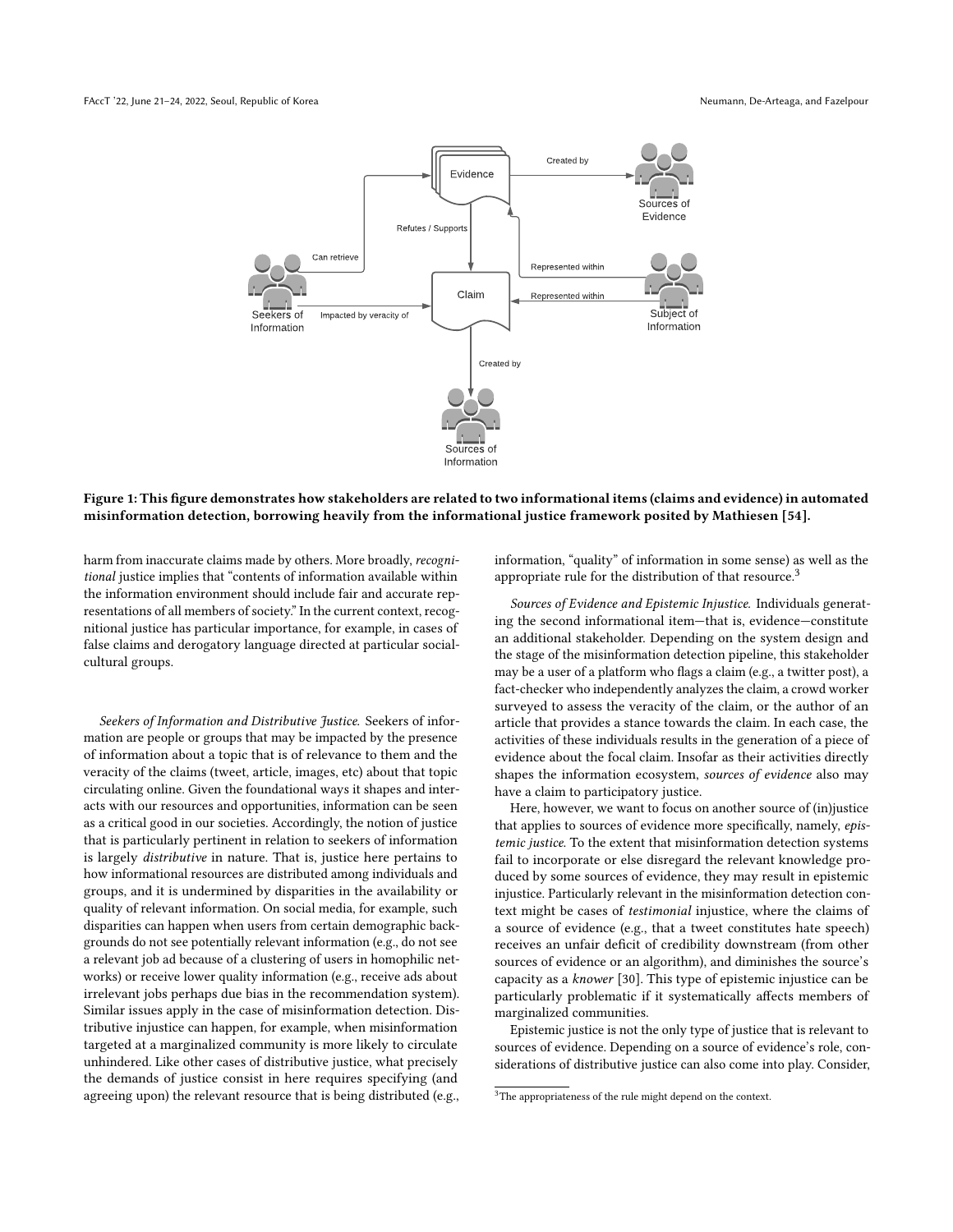**Figure 1: This figure demonstrates how stakeholders are related to two informational items (claims and evidence) in automated misinformation detection, borrowing heavily from the informational justice framework posited by Mathiesen [54].**

harm from inaccurate claims made by others. More broadly, *recognitional* justice implies that "contents of information available within the information environment should include fair and accurate representations of all members of society." In the current context, recognitional justice has particular importance, for example, in cases of false claims and derogatory language directed at particular social-cultural groups.

*Seekers of Information and Distributive Justice.* Seekers of information are people or groups that may be impacted by the presence of information about a topic that is of relevance to them and the veracity of the claims (tweet, article, images, etc) about that topic circulating online. Given the foundational ways it shapes and interacts with our resources and opportunities, information can be seen as a critical good in our societies. Accordingly, the notion of justice that is particularly pertinent in relation to seekers of information is largely *distributive* in nature. That is, justice here pertains to how informational resources are distributed among individuals and groups, and it is undermined by disparities in the availability or quality of relevant information. On social media, for example, such disparities can happen when users from certain demographic backgrounds do not see potentially relevant information (e.g., do not see a relevant job ad because of a clustering of users in homophilic networks) or receive lower quality information (e.g., receive ads about irrelevant jobs perhaps due bias in the recommendation system). Similar issues apply in the case of misinformation detection. Distributive injustice can happen, for example, when misinformation targeted at a marginalized community is more likely to circulate unhindered. Like other cases of distributive justice, what precisely the demands of justice consist in here requires specifying (and agreeing upon) the relevant resource that is being distributed (e.g., information, "quality" of information in some sense) as well as the appropriate rule for the distribution of that resource.[3]

*Sources of Evidence and Epistemic Injustice.* Individuals generating the second informational item—that is, evidence—constitute an additional stakeholder. Depending on the system design and the stage of the misinformation detection pipeline, this stakeholder may be a user of a platform who flags a claim (e.g., a twitter post), a fact-checker who independently analyzes the claim, a crowd worker surveyed to assess the veracity of the claim, or the author of an article that provides a stance towards the claim. In each case, the activities of these individuals results in the generation of a piece of evidence about the focal claim. Insofar as their activities directly shapes the information ecosystem, *sources of evidence* also may have a claim to participatory justice.

Here, however, we want to focus on another source of (in)justice that applies to sources of evidence more specifically, namely, *epistemic justice.* To the extent that misinformation detection systems fail to incorporate or else disregard the relevant knowledge produced by some sources of evidence, they may result in epistemic injustice. Particularly relevant in the misinformation detection context might be cases of *testimonial* injustice, where the claims of a source of evidence (e.g., that a tweet constitutes hate speech) receives an unfair deficit of credibility downstream (from other sources of evidence or an algorithm), and diminishes the source's capacity as a *knower* [30]. This type of epistemic injustice can be particularly problematic if it systematically affects members of marginalized communities.

Epistemic justice is not the only type of justice that is relevant to sources of evidence. Depending on a source of evidence's role, considerations of distributive justice can also come into play. Consider,

[3] The appropriateness of the rule might depend on the context.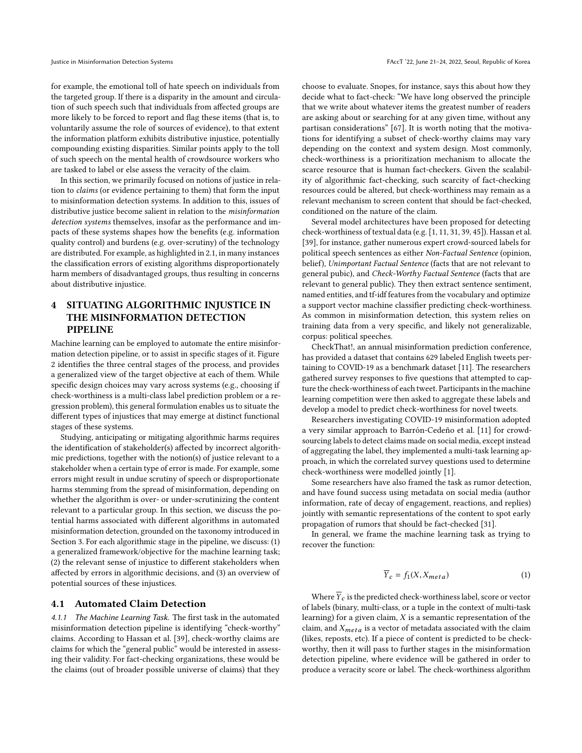for example, the emotional toll of hate speech on individuals from the targeted group. If there is a disparity in the amount and circulation of such speech such that individuals from affected groups are more likely to be forced to report and flag these items (that is, to voluntarily assume the role of sources of evidence), to that extent the information platform exhibits distributive injustice, potentially compounding existing disparities. Similar points apply to the toll of such speech on the mental health of crowdsource workers who are tasked to label or else assess the veracity of the claim.

In this section, we primarily focused on notions of justice in relation to *claims* (or evidence pertaining to them) that form the input to misinformation detection systems. In addition to this, issues of distributive justice become salient in relation to the *misinformation detection systems* themselves, insofar as the performance and impacts of these systems shapes how the benefits (e.g. information quality control) and burdens (e.g. over-scrutiny) of the technology are distributed. For example, as highlighted in 2.1, in many instances the classification errors of existing algorithms disproportionately harm members of disadvantaged groups, thus resulting in concerns about distributive injustice.

# 4 SITUATING ALGORITHMIC INJUSTICE IN THE MISINFORMATION DETECTION PIPELINE

Machine learning can be employed to automate the entire misinformation detection pipeline, or to assist in specific stages of it. Figure 2 identifies the three central stages of the process, and provides a generalized view of the target objective at each of them. While specific design choices may vary across systems (e.g., choosing if check-worthiness is a multi-class label prediction problem or a regression problem), this general formulation enables us to situate the different types of injustices that may emerge at distinct functional stages of these systems.

Studying, anticipating or mitigating algorithmic harms requires the identification of stakeholder(s) affected by incorrect algorithmic predictions, together with the notion(s) of justice relevant to a stakeholder when a certain type of error is made. For example, some errors might result in undue scrutiny of speech or disproportionate harms stemming from the spread of misinformation, depending on whether the algorithm is over- or under-scrutinizing the content relevant to a particular group. In this section, we discuss the potential harms associated with different algorithms in automated misinformation detection, grounded on the taxonomy introduced in Section 3. For each algorithmic stage in the pipeline, we discuss: (1) a generalized framework/objective for the machine learning task; (2) the relevant sense of injustice to different stakeholders when affected by errors in algorithmic decisions, and (3) an overview of potential sources of these injustices.

## 4.1 Automated Claim Detection

*4.1.1 The Machine Learning Task.* The first task in the automated misinformation detection pipeline is identifying "check-worthy" claims. According to Hassan et al. [39], check-worthy claims are claims for which the "general public" would be interested in assessing their validity. For fact-checking organizations, these would be the claims (out of broader possible universe of claims) that they choose to evaluate. Snopes, for instance, says this about how they decide what to fact-check: "We have long observed the principle that we write about whatever items the greatest number of readers are asking about or searching for at any given time, without any partisan considerations" [67]. It is worth noting that the motivations for identifying a subset of check-worthy claims may vary depending on the context and system design. Most commonly, check-worthiness is a prioritization mechanism to allocate the scarce resource that is human fact-checkers. Given the scalability of algorithmic fact-checking, such scarcity of fact-checking resources could be altered, but check-worthiness may remain as a relevant mechanism to screen content that should be fact-checked, conditioned on the nature of the claim.

Several model architectures have been proposed for detecting check-worthiness of textual data (e.g. [1, 11, 31, 39, 45]). Hassan et al. [39], for instance, gather numerous expert crowd-sourced labels for political speech sentences as either *Non-Factual Sentence* (opinion, belief), *Unimportant Factual Sentence* (facts that are not relevant to general pubic), and *Check-Worthy Factual Sentence* (facts that are relevant to general public). They then extract sentence sentiment, named entities, and tf-idf features from the vocabulary and optimize a support vector machine classifier predicting check-worthiness. As common in misinformation detection, this system relies on training data from a very specific, and likely not generalizable, corpus: political speeches.

CheckThat!, an annual misinformation prediction conference, has provided a dataset that contains 629 labeled English tweets pertaining to COVID-19 as a benchmark dataset [11]. The researchers gathered survey responses to five questions that attempted to capture the check-worthiness of each tweet. Participants in the machine learning competition were then asked to aggregate these labels and develop a model to predict check-worthiness for novel tweets.

Researchers investigating COVID-19 misinformation adopted a very similar approach to Barrón-Cedeño et al. [11] for crowd-sourcing labels to detect claims made on social media, except instead of aggregating the label, they implemented a multi-task learning approach, in which the correlated survey questions used to determine check-worthiness were modelled jointly [1].

Some researchers have also framed the task as rumor detection, and have found success using metadata on social media (author information, rate of decay of engagement, reactions, and replies) jointly with semantic representations of the content to spot early propagation of rumors that should be fact-checked [31].

In general, we frame the machine learning task as trying to recover the function:

$$\overline{Y}_c = f_1(X, X_{meta}) \tag{1}$$

Where $\overline{Y}_c$ is the predicted check-worthiness label, score or vector of labels (binary, multi-class, or a tuple in the context of multi-task learning) for a given claim, $X$ is a semantic representation of the claim, and $X_{meta}$ is a vector of metadata associated with the claim (likes, reposts, etc). If a piece of content is predicted to be check-worthy, then it will pass to further stages in the misinformation detection pipeline, where evidence will be gathered in order to produce a veracity score or label. The check-worthiness algorithm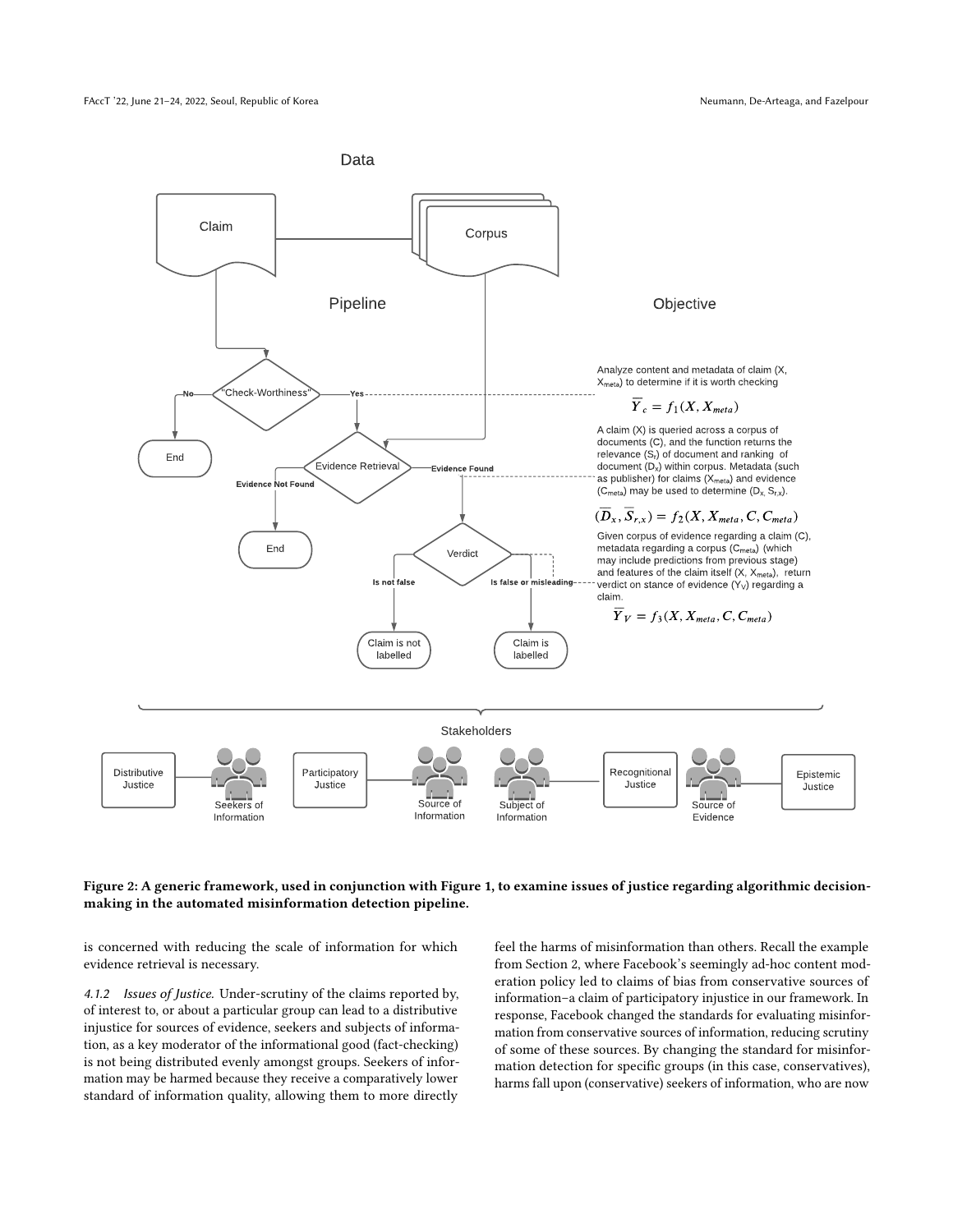Figure 2: A generic framework, used in conjunction with Figure 1, to examine issues of justice regarding algorithmic decision-making in the automated misinformation detection pipeline.

is concerned with reducing the scale of information for which evidence retrieval is necessary.

*4.1.2 Issues of Justice.* Under-scrutiny of the claims reported by, of interest to, or about a particular group can lead to a distributive injustice for sources of evidence, seekers and subjects of information, as a key moderator of the informational good (fact-checking) is not being distributed evenly amongst groups. Seekers of information may be harmed because they receive a comparatively lower standard of information quality, allowing them to more directly feel the harms of misinformation than others. Recall the example from Section 2, where Facebook's seemingly ad-hoc content moderation policy led to claims of bias from conservative sources of information–a claim of participatory injustice in our framework. In response, Facebook changed the standards for evaluating misinformation from conservative sources of information, reducing scrutiny of some of these sources. By changing the standard for misinformation detection for specific groups (in this case, conservatives), harms fall upon (conservative) seekers of information, who are now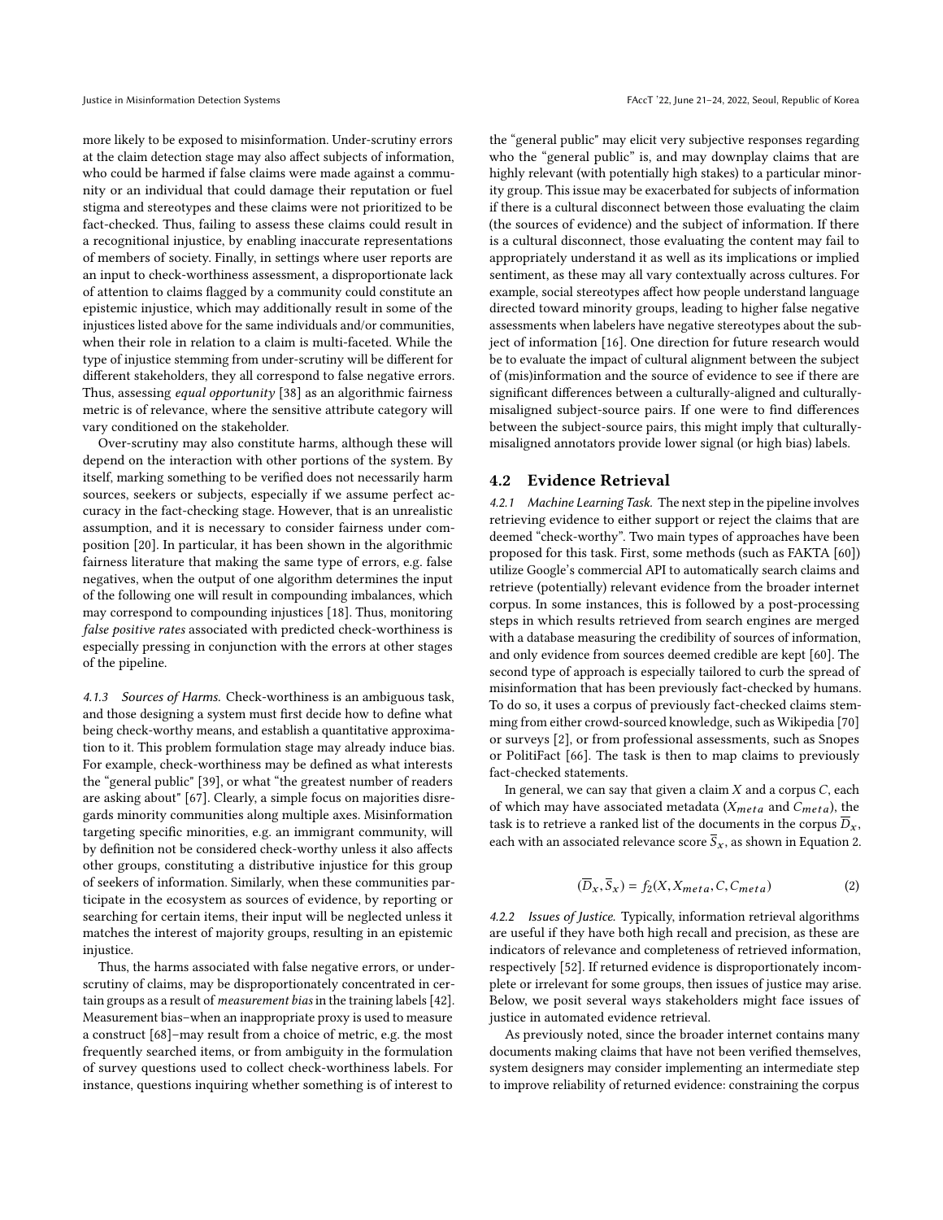more likely to be exposed to misinformation. Under-scrutiny errors at the claim detection stage may also affect subjects of information, who could be harmed if false claims were made against a community or an individual that could damage their reputation or fuel stigma and stereotypes and these claims were not prioritized to be fact-checked. Thus, failing to assess these claims could result in a recognitional injustice, by enabling inaccurate representations of members of society. Finally, in settings where user reports are an input to check-worthiness assessment, a disproportionate lack of attention to claims flagged by a community could constitute an epistemic injustice, which may additionally result in some of the injustices listed above for the same individuals and/or communities, when their role in relation to a claim is multi-faceted. While the type of injustice stemming from under-scrutiny will be different for different stakeholders, they all correspond to false negative errors. Thus, assessing *equal opportunity* [38] as an algorithmic fairness metric is of relevance, where the sensitive attribute category will vary conditioned on the stakeholder.

Over-scrutiny may also constitute harms, although these will depend on the interaction with other portions of the system. By itself, marking something to be verified does not necessarily harm sources, seekers or subjects, especially if we assume perfect accuracy in the fact-checking stage. However, that is an unrealistic assumption, and it is necessary to consider fairness under composition [20]. In particular, it has been shown in the algorithmic fairness literature that making the same type of errors, e.g. false negatives, when the output of one algorithm determines the input of the following one will result in compounding imbalances, which may correspond to compounding injustices [18]. Thus, monitoring *false positive rates* associated with predicted check-worthiness is especially pressing in conjunction with the errors at other stages of the pipeline.

*4.1.3 Sources of Harms.* Check-worthiness is an ambiguous task, and those designing a system must first decide how to define what being check-worthy means, and establish a quantitative approximation to it. This problem formulation stage may already induce bias. For example, check-worthiness may be defined as what interests the "general public" [39], or what "the greatest number of readers are asking about" [67]. Clearly, a simple focus on majorities disregards minority communities along multiple axes. Misinformation targeting specific minorities, e.g. an immigrant community, will by definition not be considered check-worthy unless it also affects other groups, constituting a distributive injustice for this group of seekers of information. Similarly, when these communities participate in the ecosystem as sources of evidence, by reporting or searching for certain items, their input will be neglected unless it matches the interest of majority groups, resulting in an epistemic injustice.

Thus, the harms associated with false negative errors, or under-scrutiny of claims, may be disproportionately concentrated in certain groups as a result of *measurement bias* in the training labels [42]. Measurement bias–when an inappropriate proxy is used to measure a construct [68]–may result from a choice of metric, e.g. the most frequently searched items, or from ambiguity in the formulation of survey questions used to collect check-worthiness labels. For instance, questions inquiring whether something is of interest to the "general public" may elicit very subjective responses regarding who the "general public" is, and may downplay claims that are highly relevant (with potentially high stakes) to a particular minority group. This issue may be exacerbated for subjects of information if there is a cultural disconnect between those evaluating the claim (the sources of evidence) and the subject of information. If there is a cultural disconnect, those evaluating the content may fail to appropriately understand it as well as its implications or implied sentiment, as these may all vary contextually across cultures. For example, social stereotypes affect how people understand language directed toward minority groups, leading to higher false negative assessments when labelers have negative stereotypes about the subject of information [16]. One direction for future research would be to evaluate the impact of cultural alignment between the subject of (mis)information and the source of evidence to see if there are significant differences between a culturally-aligned and culturally-misaligned subject-source pairs. If one were to find differences between the subject-source pairs, this might imply that culturally-misaligned annotators provide lower signal (or high bias) labels.

## 4.2 Evidence Retrieval

*4.2.1 Machine Learning Task.* The next step in the pipeline involves retrieving evidence to either support or reject the claims that are deemed "check-worthy". Two main types of approaches have been proposed for this task. First, some methods (such as FAKTA [60]) utilize Google's commercial API to automatically search claims and retrieve (potentially) relevant evidence from the broader internet corpus. In some instances, this is followed by a post-processing steps in which results retrieved from search engines are merged with a database measuring the credibility of sources of information, and only evidence from sources deemed credible are kept [60]. The second type of approach is especially tailored to curb the spread of misinformation that has been previously fact-checked by humans. To do so, it uses a corpus of previously fact-checked claims stemming from either crowd-sourced knowledge, such as Wikipedia [70] or surveys [2], or from professional assessments, such as Snopes or PolitiFact [66]. The task is then to map claims to previously fact-checked statements.

In general, we can say that given a claim $X$ and a corpus $C$, each of which may have associated metadata ($X_{meta}$ and $C_{meta}$), the task is to retrieve a ranked list of the documents in the corpus $\overline{D}_x$, each with an associated relevance score $\overline{S}_x$, as shown in Equation 2.

$$(\overline{D}_x, \overline{S}_x) = f_2(X, X_{meta}, C, C_{meta}) \tag{2}$$

*4.2.2 Issues of Justice.* Typically, information retrieval algorithms are useful if they have both high recall and precision, as these are indicators of relevance and completeness of retrieved information, respectively [52]. If returned evidence is disproportionately incomplete or irrelevant for some groups, then issues of justice may arise. Below, we posit several ways stakeholders might face issues of justice in automated evidence retrieval.

As previously noted, since the broader internet contains many documents making claims that have not been verified themselves, system designers may consider implementing an intermediate step to improve reliability of returned evidence: constraining the corpus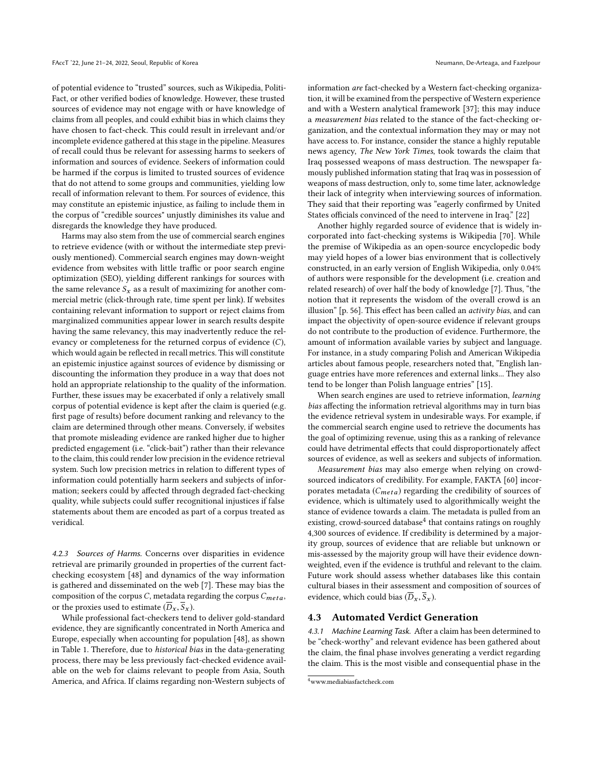of potential evidence to "trusted" sources, such as Wikipedia, PolitiFact, or other verified bodies of knowledge. However, these trusted sources of evidence may not engage with or have knowledge of claims from all peoples, and could exhibit bias in which claims they have chosen to fact-check. This could result in irrelevant and/or incomplete evidence gathered at this stage in the pipeline. Measures of recall could thus be relevant for assessing harms to seekers of information and sources of evidence. Seekers of information could be harmed if the corpus is limited to trusted sources of evidence that do not attend to some groups and communities, yielding low recall of information relevant to them. For sources of evidence, this may constitute an epistemic injustice, as failing to include them in the corpus of "credible sources" unjustly diminishes its value and disregards the knowledge they have produced.

Harms may also stem from the use of commercial search engines to retrieve evidence (with or without the intermediate step previously mentioned). Commercial search engines may down-weight evidence from websites with little traffic or poor search engine optimization (SEO), yielding different rankings for sources with the same relevance $S_x$ as a result of maximizing for another commercial metric (click-through rate, time spent per link). If websites containing relevant information to support or reject claims from marginalized communities appear lower in search results despite having the same relevancy, this may inadvertently reduce the relevancy or completeness for the returned corpus of evidence ($C$), which would again be reflected in recall metrics. This will constitute an epistemic injustice against sources of evidence by dismissing or discounting the information they produce in a way that does not hold an appropriate relationship to the quality of the information. Further, these issues may be exacerbated if only a relatively small corpus of potential evidence is kept after the claim is queried (e.g. first page of results) before document ranking and relevancy to the claim are determined through other means. Conversely, if websites that promote misleading evidence are ranked higher due to higher predicted engagement (i.e. "click-bait") rather than their relevance to the claim, this could render low precision in the evidence retrieval system. Such low precision metrics in relation to different types of information could potentially harm seekers and subjects of information; seekers could by affected through degraded fact-checking quality, while subjects could suffer recognitional injustices if false statements about them are encoded as part of a corpus treated as veridical.

#### 4.2.3 Sources of Harms.

Concerns over disparities in evidence retrieval are primarily grounded in properties of the current fact-checking ecosystem [48] and dynamics of the way information is gathered and disseminated on the web [7]. These may bias the composition of the corpus $C$, metadata regarding the corpus $C_{meta}$, or the proxies used to estimate $(\overline{D}_x, \overline{S}_x)$.

While professional fact-checkers tend to deliver gold-standard evidence, they are significantly concentrated in North America and Europe, especially when accounting for population [48], as shown in Table 1. Therefore, due to *historical bias* in the data-generating process, there may be less previously fact-checked evidence available on the web for claims relevant to people from Asia, South America, and Africa. If claims regarding non-Western subjects of information *are* fact-checked by a Western fact-checking organization, it will be examined from the perspective of Western experience and with a Western analytical framework [37]; this may induce a *measurement bias* related to the stance of the fact-checking organization, and the contextual information they may or may not have access to. For instance, consider the stance a highly reputable news agency, *The New York Times*, took towards the claim that Iraq possessed weapons of mass destruction. The newspaper famously published information stating that Iraq was in possession of weapons of mass destruction, only to, some time later, acknowledge their lack of integrity when interviewing sources of information. They said that their reporting was "eagerly confirmed by United States officials convinced of the need to intervene in Iraq." [22]

Another highly regarded source of evidence that is widely incorporated into fact-checking systems is Wikipedia [70]. While the premise of Wikipedia as an open-source encyclopedic body may yield hopes of a lower bias environment that is collectively constructed, in an early version of English Wikipedia, only 0.04% of authors were responsible for the development (i.e. creation and related research) of over half the body of knowledge [7]. Thus, "the notion that it represents the wisdom of the overall crowd is an illusion" [p. 56]. This effect has been called an *activity bias*, and can impact the objectivity of open-source evidence if relevant groups do not contribute to the production of evidence. Furthermore, the amount of information available varies by subject and language. For instance, in a study comparing Polish and American Wikipedia articles about famous people, researchers noted that, "English language entries have more references and external links... They also tend to be longer than Polish language entries" [15].

When search engines are used to retrieve information, *learning bias* affecting the information retrieval algorithms may in turn bias the evidence retrieval system in undesirable ways. For example, if the commercial search engine used to retrieve the documents has the goal of optimizing revenue, using this as a ranking of relevance could have detrimental effects that could disproportionately affect sources of evidence, as well as seekers and subjects of information.

*Measurement bias* may also emerge when relying on crowd-sourced indicators of credibility. For example, FAKTA [60] incorporates metadata ($C_{meta}$) regarding the credibility of sources of evidence, which is ultimately used to algorithmically weight the stance of evidence towards a claim. The metadata is pulled from an existing, crowd-sourced database[4] that contains ratings on roughly 4,300 sources of evidence. If credibility is determined by a majority group, sources of evidence that are reliable but unknown or mis-assessed by the majority group will have their evidence down-weighted, even if the evidence is truthful and relevant to the claim. Future work should assess whether databases like this contain cultural biases in their assessment and composition of sources of evidence, which could bias $(\overline{D}_x, \overline{S}_x)$.

### 4.3 Automated Verdict Generation

#### 4.3.1 Machine Learning Task.

After a claim has been determined to be "check-worthy" and relevant evidence has been gathered about the claim, the final phase involves generating a verdict regarding the claim. This is the most visible and consequential phase in the

[4] www.mediabiasfactcheck.com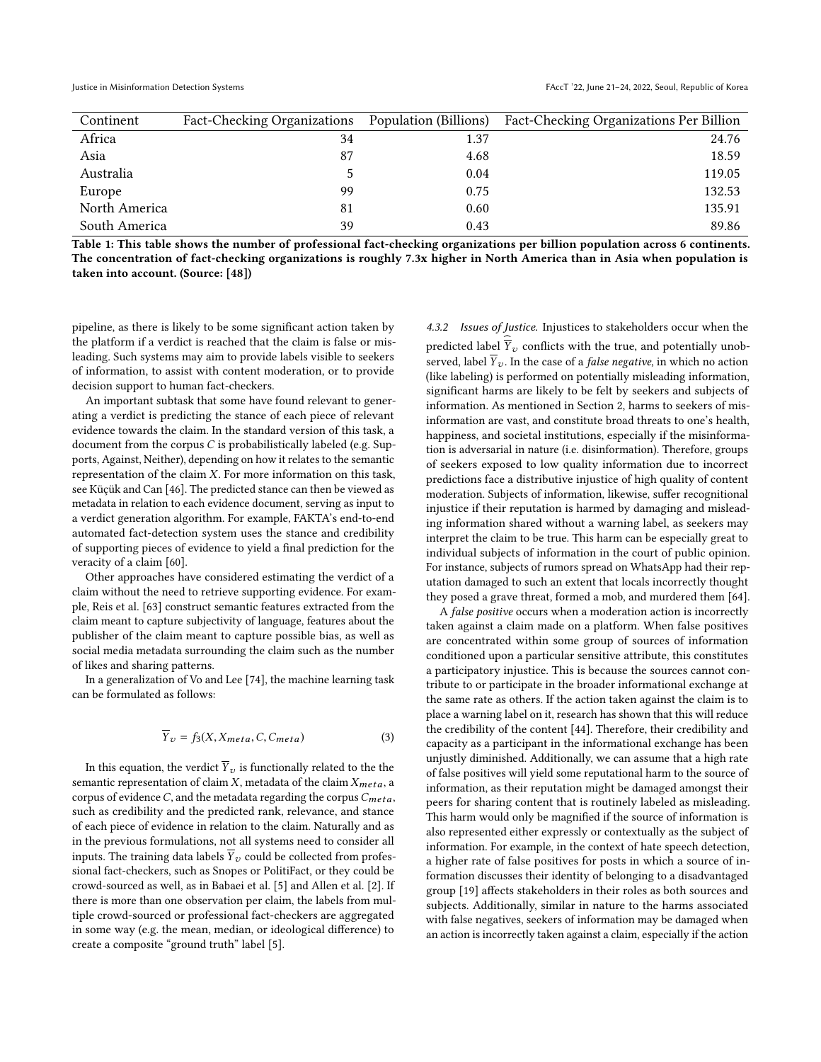| Continent | Fact-Checking Organizations | Population (Billions) | Fact-Checking Organizations Per Billion |
|---|---|---|---|
| Africa | 34 | 1.37 | 24.76 |
| Asia | 87 | 4.68 | 18.59 |
| Australia | 5 | 0.04 | 119.05 |
| Europe | 99 | 0.75 | 132.53 |
| North America | 81 | 0.60 | 135.91 |
| South America | 39 | 0.43 | 89.86 |

**Table 1: This table shows the number of professional fact-checking organizations per billion population across 6 continents. The concentration of fact-checking organizations is roughly 7.3x higher in North America than in Asia when population is taken into account. (Source: [48])**

pipeline, as there is likely to be some significant action taken by the platform if a verdict is reached that the claim is false or misleading. Such systems may aim to provide labels visible to seekers of information, to assist with content moderation, or to provide decision support to human fact-checkers.

An important subtask that some have found relevant to generating a verdict is predicting the stance of each piece of relevant evidence towards the claim. In the standard version of this task, a document from the corpus $C$ is probabilistically labeled (e.g. Supports, Against, Neither), depending on how it relates to the semantic representation of the claim $X$. For more information on this task, see Küçük and Can [46]. The predicted stance can then be viewed as metadata in relation to each evidence document, serving as input to a verdict generation algorithm. For example, FAKTA's end-to-end automated fact-detection system uses the stance and credibility of supporting pieces of evidence to yield a final prediction for the veracity of a claim [60].

Other approaches have considered estimating the verdict of a claim without the need to retrieve supporting evidence. For example, Reis et al. [63] construct semantic features extracted from the claim meant to capture subjectivity of language, features about the publisher of the claim meant to capture possible bias, as well as social media metadata surrounding the claim such as the number of likes and sharing patterns.

In a generalization of Vo and Lee [74], the machine learning task can be formulated as follows:

$$\overline{Y}_v = f_3(X, X_{meta}, C, C_{meta}) \tag{3}$$

In this equation, the verdict $\overline{Y}_v$ is functionally related to the the semantic representation of claim $X$, metadata of the claim $X_{meta}$, a corpus of evidence $C$, and the metadata regarding the corpus $C_{meta}$, such as credibility and the predicted rank, relevance, and stance of each piece of evidence in relation to the claim. Naturally and as in the previous formulations, not all systems need to consider all inputs. The training data labels $\overline{Y}_v$ could be collected from professional fact-checkers, such as Snopes or PolitiFact, or they could be crowd-sourced as well, as in Babaei et al. [5] and Allen et al. [2]. If there is more than one observation per claim, the labels from multiple crowd-sourced or professional fact-checkers are aggregated in some way (e.g. the mean, median, or ideological difference) to create a composite "ground truth" label [5].

#### 4.3.2 Issues of Justice.

Injustices to stakeholders occur when the predicted label $\widehat{\overline{Y}}_v$ conflicts with the true, and potentially unobserved, label $\overline{Y}_v$. In the case of a *false negative*, in which no action (like labeling) is performed on potentially misleading information, significant harms are likely to be felt by seekers and subjects of information. As mentioned in Section 2, harms to seekers of misinformation are vast, and constitute broad threats to one's health, happiness, and societal institutions, especially if the misinformation is adversarial in nature (i.e. disinformation). Therefore, groups of seekers exposed to low quality information due to incorrect predictions face a distributive injustice of high quality of content moderation. Subjects of information, likewise, suffer recognitional injustice if their reputation is harmed by damaging and misleading information shared without a warning label, as seekers may interpret the claim to be true. This harm can be especially great to individual subjects of information in the court of public opinion. For instance, subjects of rumors spread on WhatsApp had their reputation damaged to such an extent that locals incorrectly thought they posed a grave threat, formed a mob, and murdered them [64].

A *false positive* occurs when a moderation action is incorrectly taken against a claim made on a platform. When false positives are concentrated within some group of sources of information conditioned upon a particular sensitive attribute, this constitutes a participatory injustice. This is because the sources cannot contribute to or participate in the broader informational exchange at the same rate as others. If the action taken against the claim is to place a warning label on it, research has shown that this will reduce the credibility of the content [44]. Therefore, their credibility and capacity as a participant in the informational exchange has been unjustly diminished. Additionally, we can assume that a high rate of false positives will yield some reputational harm to the source of information, as their reputation might be damaged amongst their peers for sharing content that is routinely labeled as misleading. This harm would only be magnified if the source of information is also represented either expressly or contextually as the subject of information. For example, in the context of hate speech detection, a higher rate of false positives for posts in which a source of information discusses their identity of belonging to a disadvantaged group [19] affects stakeholders in their roles as both sources and subjects. Additionally, similar in nature to the harms associated with false negatives, seekers of information may be damaged when an action is incorrectly taken against a claim, especially if the action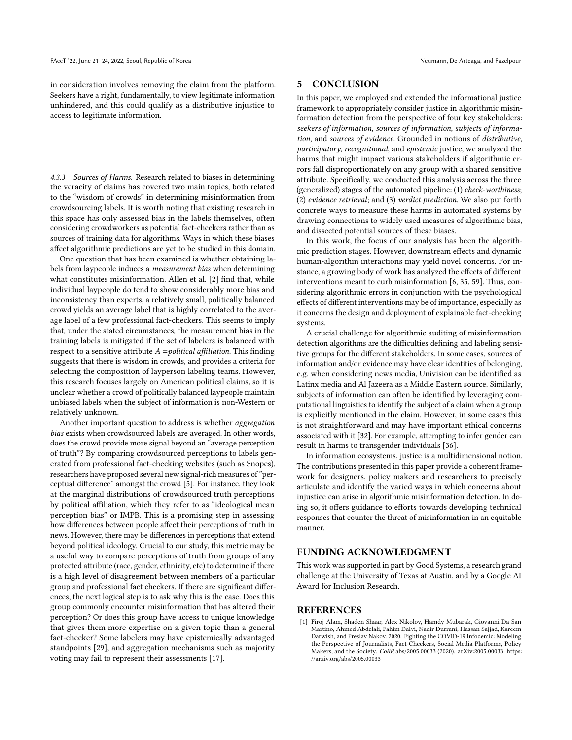in consideration involves removing the claim from the platform. Seekers have a right, fundamentally, to view legitimate information unhindered, and this could qualify as a distributive injustice to access to legitimate information.

#### 4.3.3 *Sources of Harms.*

Research related to biases in determining the veracity of claims has covered two main topics, both related to the "wisdom of crowds" in determining misinformation from crowdsourcing labels. It is worth noting that existing research in this space has only assessed bias in the labels themselves, often considering crowdworkers as potential fact-checkers rather than as sources of training data for algorithms. Ways in which these biases affect algorithmic predictions are yet to be studied in this domain.

One question that has been examined is whether obtaining labels from laypeople induces a *measurement bias* when determining what constitutes misinformation. Allen et al. [2] find that, while individual laypeople do tend to show considerably more bias and inconsistency than experts, a relatively small, politically balanced crowd yields an average label that is highly correlated to the average label of a few professional fact-checkers. This seems to imply that, under the stated circumstances, the measurement bias in the training labels is mitigated if the set of labelers is balanced with respect to a sensitive attribute $A =$ *political affiliation*. This finding suggests that there is wisdom in crowds, and provides a criteria for selecting the composition of layperson labeling teams. However, this research focuses largely on American political claims, so it is unclear whether a crowd of politically balanced laypeople maintain unbiased labels when the subject of information is non-Western or relatively unknown.

Another important question to address is whether *aggregation bias* exists when crowdsourced labels are averaged. In other words, does the crowd provide more signal beyond an "average perception of truth"? By comparing crowdsourced perceptions to labels generated from professional fact-checking websites (such as Snopes), researchers have proposed several new signal-rich measures of "perceptual difference" amongst the crowd [5]. For instance, they look at the marginal distributions of crowdsourced truth perceptions by political affiliation, which they refer to as "ideological mean perception bias" or IMPB. This is a promising step in assessing how differences between people affect their perceptions of truth in news. However, there may be differences in perceptions that extend beyond political ideology. Crucial to our study, this metric may be a useful way to compare perceptions of truth from groups of any protected attribute (race, gender, ethnicity, etc) to determine if there is a high level of disagreement between members of a particular group and professional fact checkers. If there are significant differences, the next logical step is to ask why this is the case. Does this group commonly encounter misinformation that has altered their perception? Or does this group have access to unique knowledge that gives them more expertise on a given topic than a general fact-checker? Some labelers may have epistemically advantaged standpoints [29], and aggregation mechanisms such as majority voting may fail to represent their assessments [17].

## 5 CONCLUSION

In this paper, we employed and extended the informational justice framework to appropriately consider justice in algorithmic misinformation detection from the perspective of four key stakeholders: *seekers of information*, *sources of information*, *subjects of information*, and *sources of evidence*. Grounded in notions of *distributive*, *participatory*, *recognitional*, and *epistemic* justice, we analyzed the harms that might impact various stakeholders if algorithmic errors fall disproportionately on any group with a shared sensitive attribute. Specifically, we conducted this analysis across the three (generalized) stages of the automated pipeline: (1) *check-worthiness*; (2) *evidence retrieval*; and (3) *verdict prediction*. We also put forth concrete ways to measure these harms in automated systems by drawing connections to widely used measures of algorithmic bias, and dissected potential sources of these biases.

In this work, the focus of our analysis has been the algorithmic prediction stages. However, downstream effects and dynamic human-algorithm interactions may yield novel concerns. For instance, a growing body of work has analyzed the effects of different interventions meant to curb misinformation [6, 35, 59]. Thus, considering algorithmic errors in conjunction with the psychological effects of different interventions may be of importance, especially as it concerns the design and deployment of explainable fact-checking systems.

A crucial challenge for algorithmic auditing of misinformation detection algorithms are the difficulties defining and labeling sensitive groups for the different stakeholders. In some cases, sources of information and/or evidence may have clear identities of belonging, e.g. when considering news media, Univision can be identified as Latinx media and Al Jazeera as a Middle Eastern source. Similarly, subjects of information can often be identified by leveraging computational linguistics to identify the subject of a claim when a group is explicitly mentioned in the claim. However, in some cases this is not straightforward and may have important ethical concerns associated with it [32]. For example, attempting to infer gender can result in harms to transgender individuals [36].

In information ecosystems, justice is a multidimensional notion. The contributions presented in this paper provide a coherent framework for designers, policy makers and researchers to precisely articulate and identify the varied ways in which concerns about injustice can arise in algorithmic misinformation detection. In doing so, it offers guidance to efforts towards developing technical responses that counter the threat of misinformation in an equitable manner.

## FUNDING ACKNOWLEDGMENT

This work was supported in part by Good Systems, a research grand challenge at the University of Texas at Austin, and by a Google AI Award for Inclusion Research.

## REFERENCES

[1] Firoj Alam, Shaden Shaar, Alex Nikolov, Hamdy Mubarak, Giovanni Da San Martino, Ahmed Abdelali, Fahim Dalvi, Nadir Durrani, Hassan Sajjad, Kareem Darwish, and Preslav Nakov. 2020. Fighting the COVID-19 Infodemic: Modeling the Perspective of Journalists, Fact-Checkers, Social Media Platforms, Policy Makers, and the Society. *CoRR* abs/2005.00033 (2020). arXiv:2005.00033 https://arxiv.org/abs/2005.00033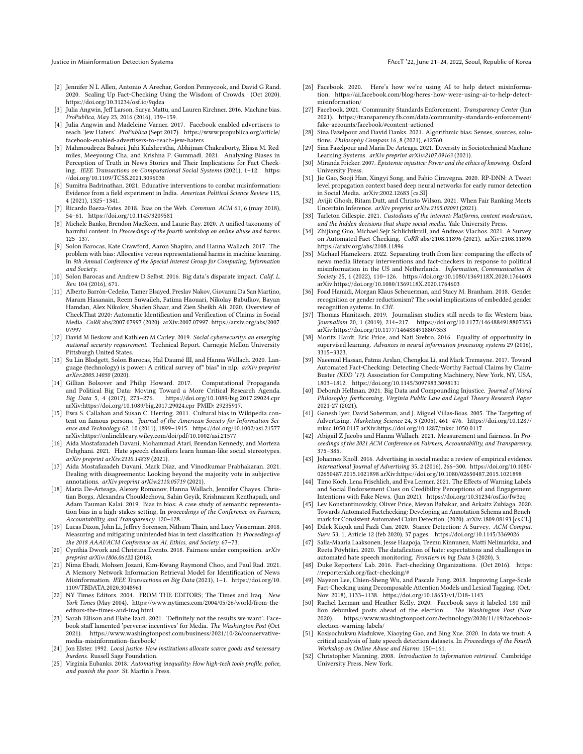[2] Jennifer N L Allen, Antonio A Arechar, Gordon Pennycook, and David G Rand. 2020. Scaling Up Fact-Checking Using the Wisdom of Crowds. (Oct 2020). https://doi.org/10.31234/osf.io/9qdza

[3] Julia Angwin, Jeff Larson, Surya Mattu, and Lauren Kirchner. 2016. Machine bias. *ProPublica, May* 23, 2016 (2016), 139–159.

[4] Julia Angwin and Madeleine Varner. 2017. Facebook enabled advertisers to reach 'Jew Haters'. *ProPublica* (Sept 2017). https://www.propublica.org/article/facebook-enabled-advertisers-to-reach-jew-haters

[5] Mahmoudreza Babaei, Juhi Kulshrestha, Abhijnan Chakraborty, Elissa M. Redmiles, Meeyoung Cha, and Krishna P. Gummadi. 2021. Analyzing Biases in Perception of Truth in News Stories and Their Implications for Fact Checking. *IEEE Transactions on Computational Social Systems* (2021), 1–12. https://doi.org/10.1109/TCSS.2021.3096038

[6] Sumitra Badrinathan. 2021. Educative interventions to combat misinformation: Evidence from a field experiment in India. *American Political Science Review* 115, 4 (2021), 1325–1341.

[7] Ricardo Baeza-Yates. 2018. Bias on the Web. *Commun. ACM* 61, 6 (may 2018), 54–61. https://doi.org/10.1145/3209581

[8] Michele Banko, Brendon MacKeen, and Laurie Ray. 2020. A unified taxonomy of harmful content. In *Proceedings of the fourth workshop on online abuse and harms*. 125–137.

[9] Solon Barocas, Kate Crawford, Aaron Shapiro, and Hanna Wallach. 2017. The problem with bias: Allocative versus representational harms in machine learning. In *9th Annual Conference of the Special Interest Group for Computing, Information and Society*.

[10] Solon Barocas and Andrew D Selbst. 2016. Big data's disparate impact. *Calif. L. Rev.* 104 (2016), 671.

[11] Alberto Barrón-Cedeño, Tamer Elsayed, Preslav Nakov, Giovanni Da San Martino, Maram Hasanain, Reem Suwaileh, Fatima Haouari, Nikolay Babulkov, Bayan Hamdan, Alex Nikolov, Shaden Shaar, and Zien Sheikh Ali. 2020. Overview of CheckThat 2020: Automatic Identification and Verification of Claims in Social Media. *CoRR* abs/2007.07997 (2020). arXiv:2007.07997 https://arxiv.org/abs/2007.07997

[12] David M Beskow and Kathleen M Carley. 2019. *Social cybersecurity: an emerging national security requirement*. Technical Report. Carnegie Mellon University Pittsburgh United States.

[13] Su Lin Blodgett, Solon Barocas, Hal Daumé III, and Hanna Wallach. 2020. Language (technology) is power: A critical survey of" bias" in nlp. *arXiv preprint arXiv:2005.14050* (2020).

[14] Gillian Bolsover and Philip Howard. 2017. Computational Propaganda and Political Big Data: Moving Toward a More Critical Research Agenda. *Big Data* 5, 4 (2017), 273–276. https://doi.org/10.1089/big.2017.29024.cpr arXiv:https://doi.org/10.1089/big.2017.29024.cpr PMID: 29235917.

[15] Ewa S. Callahan and Susan C. Herring. 2011. Cultural bias in Wikipedia content on famous persons. *Journal of the American Society for Information Science and Technology* 62, 10 (2011), 1899–1915. https://doi.org/10.1002/asi.21577 arXiv:https://onlinelibrary.wiley.com/doi/pdf/10.1002/asi.21577

[16] Aida Mostafazadeh Davani, Mohammad Atari, Brendan Kennedy, and Morteza Dehghani. 2021. Hate speech classifiers learn human-like social stereotypes. *arXiv preprint arXiv:2110.14839* (2021).

[17] Aida Mostafazadeh Davani, Mark Díaz, and Vinodkumar Prabhakaran. 2021. Dealing with disagreements: Looking beyond the majority vote in subjective annotations. *arXiv preprint arXiv:2110.05719* (2021).

[18] Maria De-Arteaga, Alexey Romanov, Hanna Wallach, Jennifer Chayes, Christian Borgs, Alexandra Chouldechova, Sahin Geyik, Krishnaram Kenthapadi, and Adam Tauman Kalai. 2019. Bias in bios: A case study of semantic representation bias in a high-stakes setting. In *proceedings of the Conference on Fairness, Accountability, and Transparency*. 120–128.

[19] Lucas Dixon, John Li, Jeffrey Sorensen, Nithum Thain, and Lucy Vasserman. 2018. Measuring and mitigating unintended bias in text classification. In *Proceedings of the 2018 AAAI/ACM Conference on AI, Ethics, and Society*. 67–73.

[20] Cynthia Dwork and Christina Ilvento. 2018. Fairness under composition. *arXiv preprint arXiv:1806.06122* (2018).

[21] Nima Ebadi, Mohsen Jozani, Kim-Kwang Raymond Choo, and Paul Rad. 2021. A Memory Network Information Retrieval Model for Identification of News Misinformation. *IEEE Transactions on Big Data* (2021), 1–1. https://doi.org/10.1109/TBDATA.2020.3048961

[22] NY Times Editors. 2004. FROM THE EDITORS; The Times and Iraq. *New York Times* (May 2004). https://www.nytimes.com/2004/05/26/world/from-the-editors-the-times-and-iraq.html

[23] Sarah Ellison and Elahe Izadi. 2021. 'Definitely not the results we want': Facebook staff lamented 'perverse incentives' for Media. *The Washington Post* (Oct 2021). https://www.washingtonpost.com/business/2021/10/26/conservative-media-misinformation-facebook/

[24] Jon Elster. 1992. *Local justice: How institutions allocate scarce goods and necessary burdens*. Russell Sage Foundation.

[25] Virginia Eubanks. 2018. *Automating inequality: How high-tech tools profile, police, and punish the poor*. St. Martin's Press.

[26] Facebook. 2020. Here's how we're using AI to help detect misinformation. https://ai.facebook.com/blog/heres-how-were-using-ai-to-help-detect-misinformation/

[27] Facebook. 2021. Community Standards Enforcement. *Transparency Center* (Jun 2021). https://transparency.fb.com/data/community-standards-enforcement/fake-accounts/facebook/#content-actioned

[28] Sina Fazelpour and David Danks. 2021. Algorithmic bias: Senses, sources, solutions. *Philosophy Compass* 16, 8 (2021), e12760.

[29] Sina Fazelpour and Maria De-Arteaga. 2021. Diversity in Sociotechnical Machine Learning Systems. *arXiv preprint arXiv:2107.09163* (2021).

[30] Miranda Fricker. 2007. *Epistemic injustice: Power and the ethics of knowing*. Oxford University Press.

[31] Jie Gao, Sooji Han, Xingyi Song, and Fabio Ciravegna. 2020. RP-DNN: A Tweet level propagation context based deep neural networks for early rumor detection in Social Media. arXiv:2002.12683 [cs.SI]

[32] Avijit Ghosh, Ritam Dutt, and Christo Wilson. 2021. When Fair Ranking Meets Uncertain Inference. *arXiv preprint arXiv:2105.02091* (2021).

[33] Tarleton Gillespie. 2021. *Custodians of the internet: Platforms, content moderation, and the hidden decisions that shape social media*. Yale University Press.

[34] Zhijiang Guo, Michael Sejr Schlichtkrull, and Andreas Vlachos. 2021. A Survey on Automated Fact-Checking. *CoRR* abs/2108.11896 (2021). arXiv:2108.11896 https://arxiv.org/abs/2108.11896

[35] Michael Hameleers. 2022. Separating truth from lies: comparing the effects of news media literacy interventions and fact-checkers in response to political misinformation in the US and Netherlands. *Information, Communication & Society* 25, 1 (2022), 110–126. https://doi.org/10.1080/1369118X.2020.1764603 arXiv:https://doi.org/10.1080/1369118X.2020.1764603

[36] Foad Hamidi, Morgan Klaus Scheuerman, and Stacy M. Branham. 2018. Gender recognition or gender reductionism? The social implications of embedded gender recognition systems. In *CHI*.

[37] Thomas Hanitzsch. 2019. Journalism studies still needs to fix Western bias. *Journalism* 20, 1 (2019), 214–217. https://doi.org/10.1177/1464884918807353 arXiv:https://doi.org/10.1177/1464884918807353

[38] Moritz Hardt, Eric Price, and Nati Srebro. 2016. Equality of opportunity in supervised learning. *Advances in neural information processing systems* 29 (2016), 3315–3323.

[39] Naeemul Hassan, Fatma Arslan, Chengkai Li, and Mark Tremayne. 2017. Toward Automated Fact-Checking: Detecting Check-Worthy Factual Claims by ClaimBuster *(KDD '17)*. Association for Computing Machinery, New York, NY, USA, 1803–1812. https://doi.org/10.1145/3097983.3098131

[40] Deborah Hellman. 2021. Big Data and Compounding Injustice. *Journal of Moral Philosophy, forthcoming, Virginia Public Law and Legal Theory Research Paper* 2021-27 (2021).

[41] Ganesh Iyer, David Soberman, and J. Miguel Villas-Boas. 2005. The Targeting of Advertising. *Marketing Science* 24, 3 (2005), 461–476. https://doi.org/10.1287/mksc.1050.0117 arXiv:https://doi.org/10.1287/mksc.1050.0117

[42] Abigail Z Jacobs and Hanna Wallach. 2021. Measurement and fairness. In *Proceedings of the 2021 ACM Conference on Fairness, Accountability, and Transparency*. 375–385.

[43] Johannes Knoll. 2016. Advertising in social media: a review of empirical evidence. *International Journal of Advertising* 35, 2 (2016), 266–300. https://doi.org/10.1080/02650487.2015.1021898 arXiv:https://doi.org/10.1080/02650487.2015.1021898

[44] Timo Koch, Lena Frischlich, and Eva Lermer. 2021. The Effects of Warning Labels and Social Endorsement Cues on Credibility Perceptions of and Engagement Intentions with Fake News. (Jun 2021). https://doi.org/10.31234/osf.io/fw3zq

[45] Lev Konstantinovskiy, Oliver Price, Mevan Babakar, and Arkaitz Zubiaga. 2020. Towards Automated Factchecking: Developing an Annotation Schema and Benchmark for Consistent Automated Claim Detection. (2020). arXiv:1809.08193 [cs.CL]

[46] Dilek Küçük and Fazli Can. 2020. Stance Detection: A Survey. *ACM Comput. Surv.* 53, 1, Article 12 (feb 2020), 37 pages. https://doi.org/10.1145/3369026

[47] Salla-Maaria Laaksonen, Jesse Haapoja, Teemu Kinnunen, Matti Nelimarkka, and Reeta Pöyhtäri. 2020. The datafication of hate: expectations and challenges in automated hate speech monitoring. *Frontiers in big Data* 3 (2020), 3.

[48] Duke Reporters' Lab. 2016. Fact-checking Organizations. (Oct 2016). https://reporterslab.org/fact-checking/#

[49] Nayeon Lee, Chien-Sheng Wu, and Pascale Fung. 2018. Improving Large-Scale Fact-Checking using Decomposable Attention Models and Lexical Tagging. (Oct.-Nov. 2018), 1133–1138. https://doi.org/10.18653/v1/D18-1143

[50] Rachel Lerman and Heather Kelly. 2020. Facebook says it labeled 180 million debunked posts ahead of the election. *The Washington Post* (Nov 2020). https://www.washingtonpost.com/technology/2020/11/19/facebook-election-warning-labels/

[51] Kosisochukwu Madukwe, Xiaoying Gao, and Bing Xue. 2020. In data we trust: A critical analysis of hate speech detection datasets. In *Proceedings of the Fourth Workshop on Online Abuse and Harms*. 150–161.

[52] Christopher Manning. 2008. *Introduction to information retrieval*. Cambridge University Press, New York.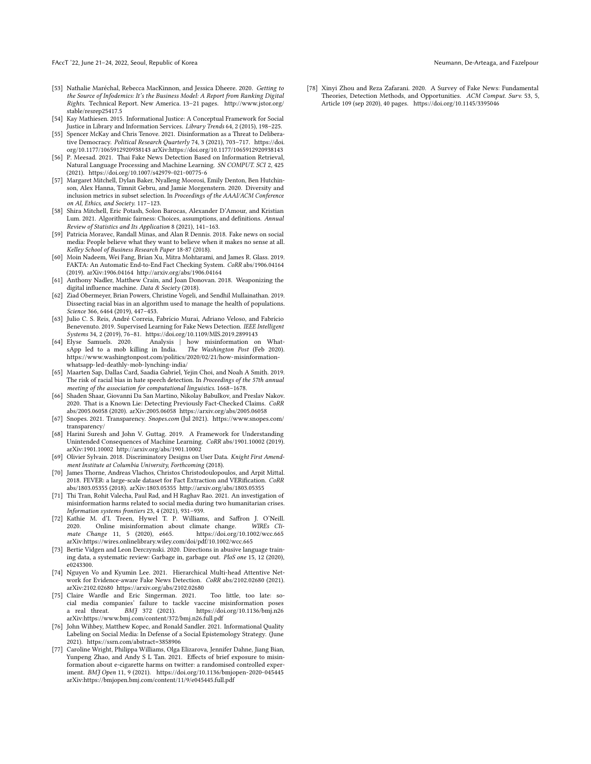- [53] Nathalie Maréchal, Rebecca MacKinnon, and Jessica Dheere. 2020. *Getting to the Source of Infodemics: It's the Business Model: A Report from Ranking Digital Rights*. Technical Report. New America. 13–21 pages. http://www.jstor.org/stable/resrep25417.5
- [54] Kay Mathiesen. 2015. Informational Justice: A Conceptual Framework for Social Justice in Library and Information Services. *Library Trends* 64, 2 (2015), 198–225.
- [55] Spencer McKay and Chris Tenove. 2021. Disinformation as a Threat to Deliberative Democracy. *Political Research Quarterly* 74, 3 (2021), 703–717. https://doi.org/10.1177/1065912920938143 arXiv:https://doi.org/10.1177/1065912920938143
- [56] P. Meesad. 2021. Thai Fake News Detection Based on Information Retrieval, Natural Language Processing and Machine Learning. *SN COMPUT. SCI* 2, 425 (2021). https://doi.org/10.1007/s42979-021-00775-6
- [57] Margaret Mitchell, Dylan Baker, Nyalleng Moorosi, Emily Denton, Ben Hutchinson, Alex Hanna, Timnit Gebru, and Jamie Morgenstern. 2020. Diversity and inclusion metrics in subset selection. In *Proceedings of the AAAI/ACM Conference on AI, Ethics, and Society*. 117–123.
- [58] Shira Mitchell, Eric Potash, Solon Barocas, Alexander D'Amour, and Kristian Lum. 2021. Algorithmic fairness: Choices, assumptions, and definitions. *Annual Review of Statistics and Its Application* 8 (2021), 141–163.
- [59] Patricia Moravec, Randall Minas, and Alan R Dennis. 2018. Fake news on social media: People believe what they want to believe when it makes no sense at all. *Kelley School of Business Research Paper* 18-87 (2018).
- [60] Moin Nadeem, Wei Fang, Brian Xu, Mitra Mohtarami, and James R. Glass. 2019. FAKTA: An Automatic End-to-End Fact Checking System. *CoRR* abs/1906.04164 (2019). arXiv:1906.04164 http://arxiv.org/abs/1906.04164
- [61] Anthony Nadler, Matthew Crain, and Joan Donovan. 2018. Weaponizing the digital influence machine. *Data & Society* (2018).
- [62] Ziad Obermeyer, Brian Powers, Christine Vogeli, and Sendhil Mullainathan. 2019. Dissecting racial bias in an algorithm used to manage the health of populations. *Science* 366, 6464 (2019), 447–453.
- [63] Julio C. S. Reis, André Correia, Fabrício Murai, Adriano Veloso, and Fabrício Benevenuto. 2019. Supervised Learning for Fake News Detection. *IEEE Intelligent Systems* 34, 2 (2019), 76–81. https://doi.org/10.1109/MIS.2019.2899143
- [64] Elyse Samuels. 2020. Analysis | how misinformation on WhatsApp led to a mob killing in India. *The Washington Post* (Feb 2020). https://www.washingtonpost.com/politics/2020/02/21/how-misinformation-whatsapp-led-deathly-mob-lynching-india/
- [65] Maarten Sap, Dallas Card, Saadia Gabriel, Yejin Choi, and Noah A Smith. 2019. The risk of racial bias in hate speech detection. In *Proceedings of the 57th annual meeting of the association for computational linguistics*. 1668–1678.
- [66] Shaden Shaar, Giovanni Da San Martino, Nikolay Babulkov, and Preslav Nakov. 2020. That is a Known Lie: Detecting Previously Fact-Checked Claims. *CoRR* abs/2005.06058 (2020). arXiv:2005.06058 https://arxiv.org/abs/2005.06058
- [67] Snopes. 2021. Transparency. *Snopes.com* (Jul 2021). https://www.snopes.com/transparency/
- [68] Harini Suresh and John V. Guttag. 2019. A Framework for Understanding Unintended Consequences of Machine Learning. *CoRR* abs/1901.10002 (2019). arXiv:1901.10002 http://arxiv.org/abs/1901.10002
- [69] Olivier Sylvain. 2018. Discriminatory Designs on User Data. *Knight First Amendment Institute at Columbia University, Forthcoming* (2018).
- [70] James Thorne, Andreas Vlachos, Christos Christodoulopoulos, and Arpit Mittal. 2018. FEVER: a large-scale dataset for Fact Extraction and VERification. *CoRR* abs/1803.05355 (2018). arXiv:1803.05355 http://arxiv.org/abs/1803.05355
- [71] Thi Tran, Rohit Valecha, Paul Rad, and H Raghav Rao. 2021. An investigation of misinformation harms related to social media during two humanitarian crises. *Information systems frontiers* 23, 4 (2021), 931–939.
- [72] Kathie M. d'I. Treen, Hywel T. P. Williams, and Saffron J. O'Neill. 2020. Online misinformation about climate change. *WIREs Climate Change* 11, 5 (2020), e665. https://doi.org/10.1002/wcc.665 arXiv:https://wires.onlinelibrary.wiley.com/doi/pdf/10.1002/wcc.665
- [73] Bertie Vidgen and Leon Derczynski. 2020. Directions in abusive language training data, a systematic review: Garbage in, garbage out. *PloS one* 15, 12 (2020), e0243300.
- [74] Nguyen Vo and Kyumin Lee. 2021. Hierarchical Multi-head Attentive Network for Evidence-aware Fake News Detection. *CoRR* abs/2102.02680 (2021). arXiv:2102.02680 https://arxiv.org/abs/2102.02680
- [75] Claire Wardle and Eric Singerman. 2021. Too little, too late: social media companies' failure to tackle vaccine misinformation poses a real threat. *BMJ* 372 (2021). https://doi.org/10.1136/bmj.n26 arXiv:https://www.bmj.com/content/372/bmj.n26.full.pdf
- [76] John Wihbey, Matthew Kopec, and Ronald Sandler. 2021. Informational Quality Labeling on Social Media: In Defense of a Social Epistemology Strategy. (June 2021). https://ssrn.com/abstract=3858906
- [77] Caroline Wright, Philippa Williams, Olga Elizarova, Jennifer Dahne, Jiang Bian, Yunpeng Zhao, and Andy S L Tan. 2021. Effects of brief exposure to misinformation about e-cigarette harms on twitter: a randomised controlled experiment. *BMJ Open* 11, 9 (2021). https://doi.org/10.1136/bmjopen-2020-045445 arXiv:https://bmjopen.bmj.com/content/11/9/e045445.full.pdf
- [78] Xinyi Zhou and Reza Zafarani. 2020. A Survey of Fake News: Fundamental Theories, Detection Methods, and Opportunities. *ACM Comput. Surv.* 53, 5, Article 109 (sep 2020), 40 pages. https://doi.org/10.1145/3395046